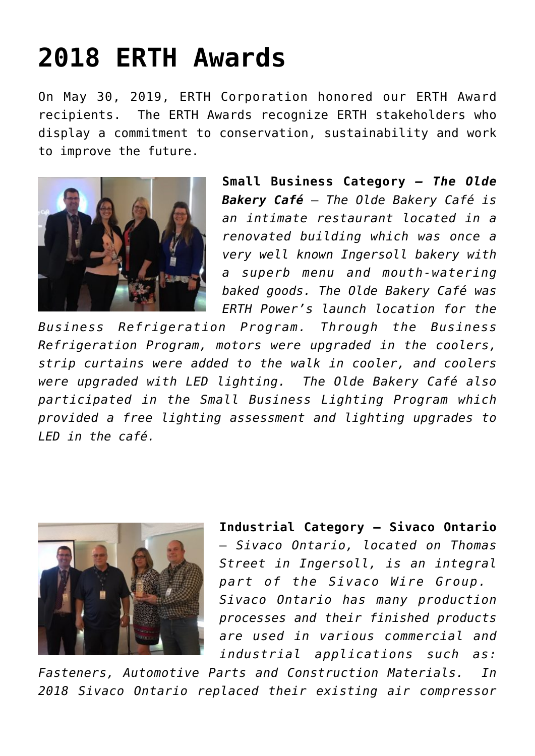# 2018 ERTH Awards

On May 30, 2019, ERTH Corporation honored our ERTH Award recipients. The ERTH Awards recognize ERTH stakeholders who display a commitment to conservation, sustainability and work to improve the future.

**Small Business Category – *The Olde Bakery Café*** – *The Olde Bakery Café is an intimate restaurant located in a renovated building which was once a very well known Ingersoll bakery with a superb menu and mouth-watering baked goods. The Olde Bakery Café was ERTH Power's launch location for the Business Refrigeration Program. Through the Business Refrigeration Program, motors were upgraded in the coolers, strip curtains were added to the walk in cooler, and coolers were upgraded with LED lighting. The Olde Bakery Café also participated in the Small Business Lighting Program which provided a free lighting assessment and lighting upgrades to LED in the café.*

**Industrial Category – Sivaco Ontario** – *Sivaco Ontario, located on Thomas Street in Ingersoll, is an integral part of the Sivaco Wire Group. Sivaco Ontario has many production processes and their finished products are used in various commercial and industrial applications such as: Fasteners, Automotive Parts and Construction Materials. In 2018 Sivaco Ontario replaced their existing air compressor*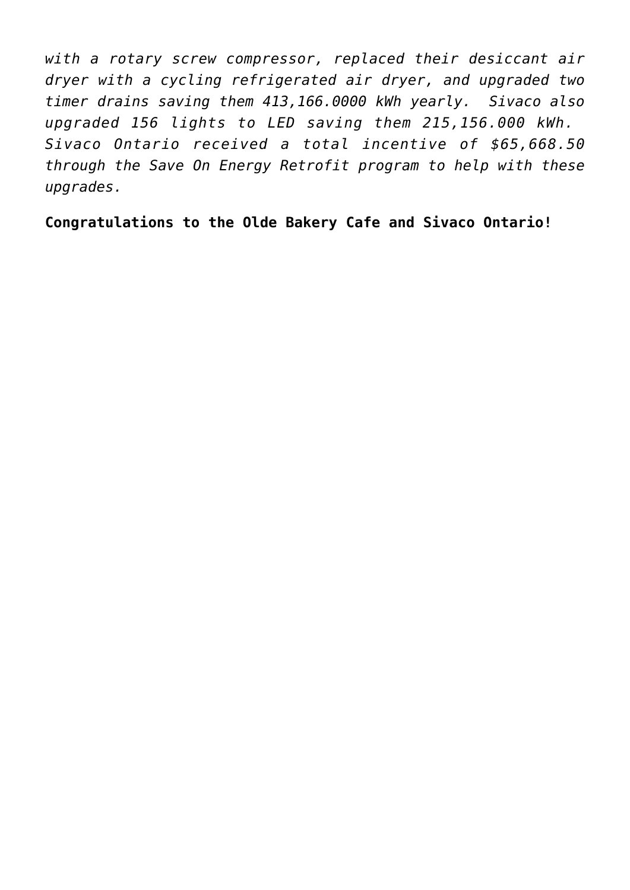*with a rotary screw compressor, replaced their desiccant air dryer with a cycling refrigerated air dryer, and upgraded two timer drains saving them 413,166.0000 kWh yearly. Sivaco also upgraded 156 lights to LED saving them 215,156.000 kWh. Sivaco Ontario received a total incentive of $65,668.50 through the Save On Energy Retrofit program to help with these upgrades.*

**Congratulations to the Olde Bakery Cafe and Sivaco Ontario!**